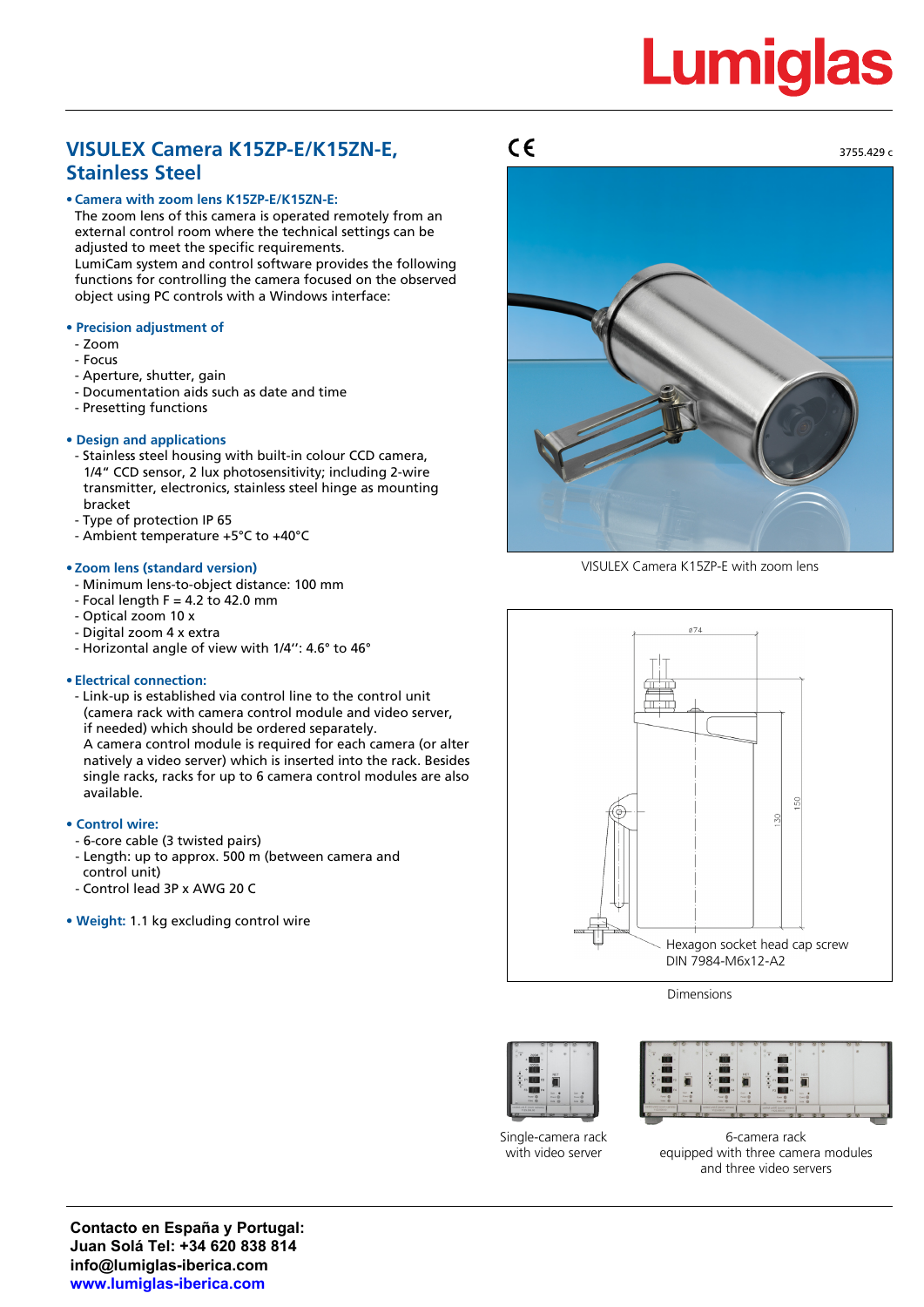# VISULEX Camera K15ZP-E/K15ZN-E, Stainless Steel

CE

3755.429 c

- **Camera with zoom lens K15ZP-E/K15ZN-E:**
  The zoom lens of this camera is operated remotely from an external control room where the technical settings can be adjusted to meet the specific requirements.
  LumiCam system and control software provides the following functions for controlling the camera focused on the observed object using PC controls with a Windows interface:

- **Precision adjustment of**
  - Zoom
  - Focus
  - Aperture, shutter, gain
  - Documentation aids such as date and time
  - Presetting functions

- **Design and applications**
  - Stainless steel housing with built-in colour CCD camera, 1/4" CCD sensor, 2 lux photosensitivity; including 2-wire transmitter, electronics, stainless steel hinge as mounting bracket
  - Type of protection IP 65
  - Ambient temperature +5°C to +40°C

- **Zoom lens (standard version)**
  - Minimum lens-to-object distance: 100 mm
  - Focal length F = 4.2 to 42.0 mm
  - Optical zoom 10 x
  - Digital zoom 4 x extra
  - Horizontal angle of view with 1/4": 4.6° to 46°

- **Electrical connection:**
  - Link-up is established via control line to the control unit (camera rack with camera control module and video server, if needed) which should be ordered separately.
    A camera control module is required for each camera (or alter natively a video server) which is inserted into the rack. Besides single racks, racks for up to 6 camera control modules are also available.

- **Control wire:**
  - 6-core cable (3 twisted pairs)
  - Length: up to approx. 500 m (between camera and control unit)
  - Control lead 3P x AWG 20 C

- **Weight:** 1.1 kg excluding control wire

VISULEX Camera K15ZP-E with zoom lens

ø74

130

150

Hexagon socket head cap screw
DIN 7984-M6x12-A2

Dimensions

Single-camera rack
with video server

6-camera rack
equipped with three camera modules
and three video servers

**Contacto en España y Portugal:**
**Juan Solá Tel: +34 620 838 814**
**info@lumiglas-iberica.com**
**www.lumiglas-iberica.com**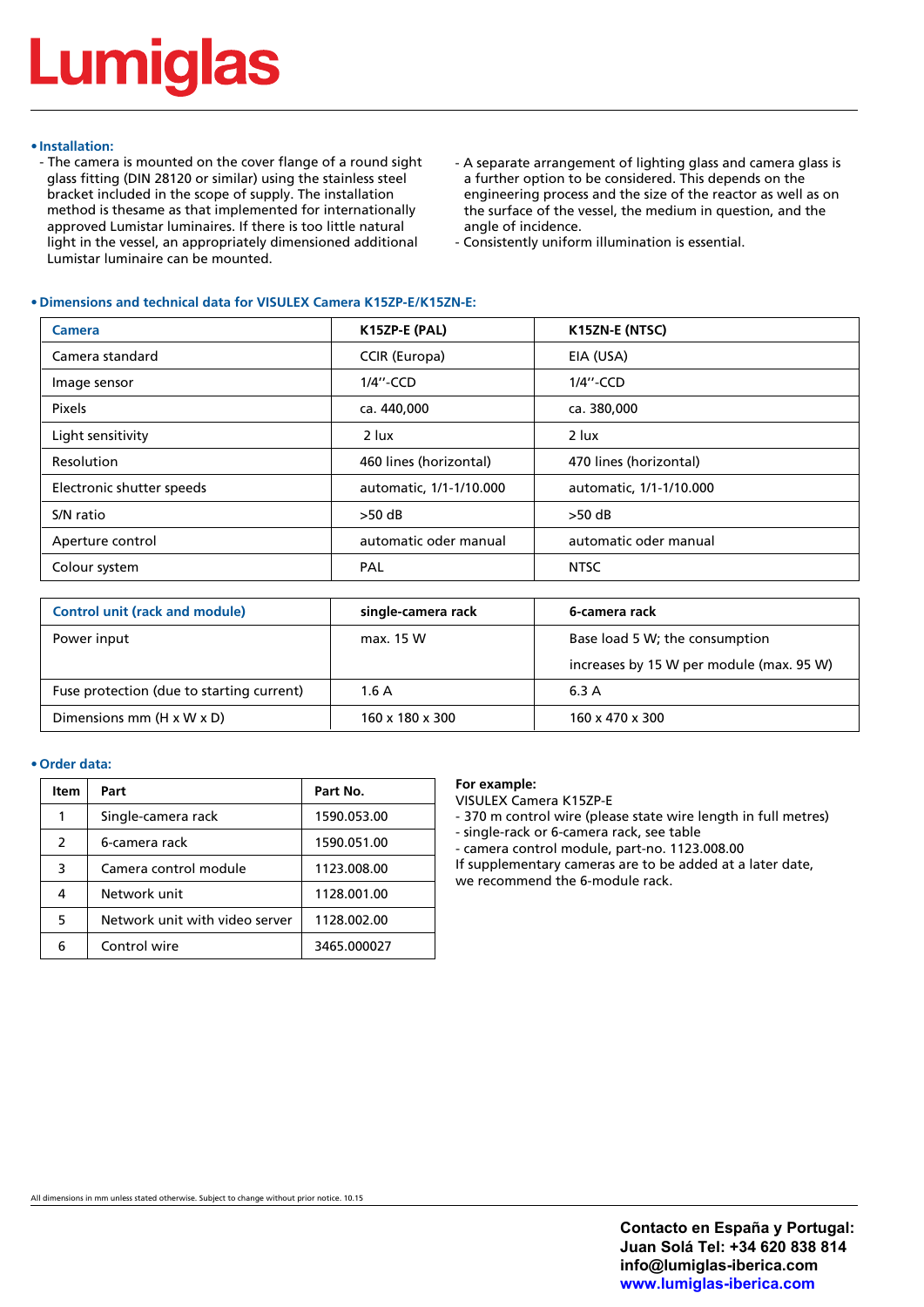# Lumiglas

- **Installation:**
  - The camera is mounted on the cover flange of a round sight glass fitting (DIN 28120 or similar) using the stainless steel bracket included in the scope of supply. The installation method is thesame as that implemented for internationally approved Lumistar luminaires. If there is too little natural light in the vessel, an appropriately dimensioned additional Lumistar luminaire can be mounted.
  - A separate arrangement of lighting glass and camera glass is a further option to be considered. This depends on the engineering process and the size of the reactor as well as on the surface of the vessel, the medium in question, and the angle of incidence.
  - Consistently uniform illumination is essential.

- **Dimensions and technical data for VISULEX Camera K15ZP-E/K15ZN-E:**

| Camera | K15ZP-E (PAL) | K15ZN-E (NTSC) |
|---|---|---|
| Camera standard | CCIR (Europa) | EIA (USA) |
| Image sensor | 1/4''-CCD | 1/4''-CCD |
| Pixels | ca. 440,000 | ca. 380,000 |
| Light sensitivity | 2 lux | 2 lux |
| Resolution | 460 lines (horizontal) | 470 lines (horizontal) |
| Electronic shutter speeds | automatic, 1/1-1/10.000 | automatic, 1/1-1/10.000 |
| S/N ratio | >50 dB | >50 dB |
| Aperture control | automatic oder manual | automatic oder manual |
| Colour system | PAL | NTSC |

| Control unit (rack and module) | single-camera rack | 6-camera rack |
|---|---|---|
| Power input | max. 15 W | Base load 5 W; the consumption increases by 15 W per module (max. 95 W) |
| Fuse protection (due to starting current) | 1.6 A | 6.3 A |
| Dimensions mm (H x W x D) | 160 x 180 x 300 | 160 x 470 x 300 |

- **Order data:**

| Item | Part | Part No. |
|---|---|---|
| 1 | Single-camera rack | 1590.053.00 |
| 2 | 6-camera rack | 1590.051.00 |
| 3 | Camera control module | 1123.008.00 |
| 4 | Network unit | 1128.001.00 |
| 5 | Network unit with video server | 1128.002.00 |
| 6 | Control wire | 3465.000027 |

**For example:**
VISULEX Camera K15ZP-E
- 370 m control wire (please state wire length in full metres)
- single-rack or 6-camera rack, see table
- camera control module, part-no. 1123.008.00

If supplementary cameras are to be added at a later date, we recommend the 6-module rack.

All dimensions in mm unless stated otherwise. Subject to change without prior notice. 10.15

**Contacto en España y Portugal:**
**Juan Solá Tel: +34 620 838 814**
**info@lumiglas-iberica.com**
**www.lumiglas-iberica.com**